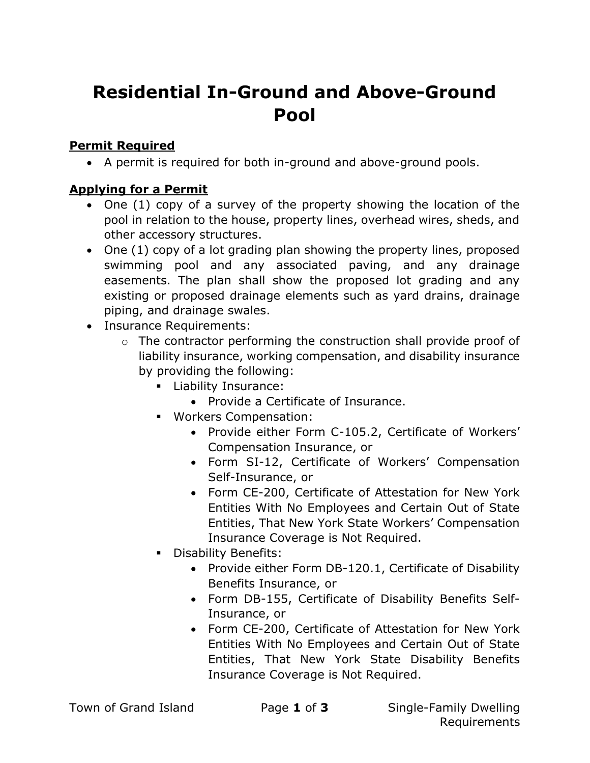# Residential In-Ground and Above-Ground Pool

**Permit Required**

- A permit is required for both in-ground and above-ground pools.

**Applying for a Permit**

- One (1) copy of a survey of the property showing the location of the pool in relation to the house, property lines, overhead wires, sheds, and other accessory structures.
- One (1) copy of a lot grading plan showing the property lines, proposed swimming pool and any associated paving, and any drainage easements. The plan shall show the proposed lot grading and any existing or proposed drainage elements such as yard drains, drainage piping, and drainage swales.
- Insurance Requirements:
  - The contractor performing the construction shall provide proof of liability insurance, working compensation, and disability insurance by providing the following:
    - Liability Insurance:
      - Provide a Certificate of Insurance.
    - Workers Compensation:
      - Provide either Form C-105.2, Certificate of Workers' Compensation Insurance, or
      - Form SI-12, Certificate of Workers' Compensation Self-Insurance, or
      - Form CE-200, Certificate of Attestation for New York Entities With No Employees and Certain Out of State Entities, That New York State Workers' Compensation Insurance Coverage is Not Required.
    - Disability Benefits:
      - Provide either Form DB-120.1, Certificate of Disability Benefits Insurance, or
      - Form DB-155, Certificate of Disability Benefits Self-Insurance, or
      - Form CE-200, Certificate of Attestation for New York Entities With No Employees and Certain Out of State Entities, That New York State Disability Benefits Insurance Coverage is Not Required.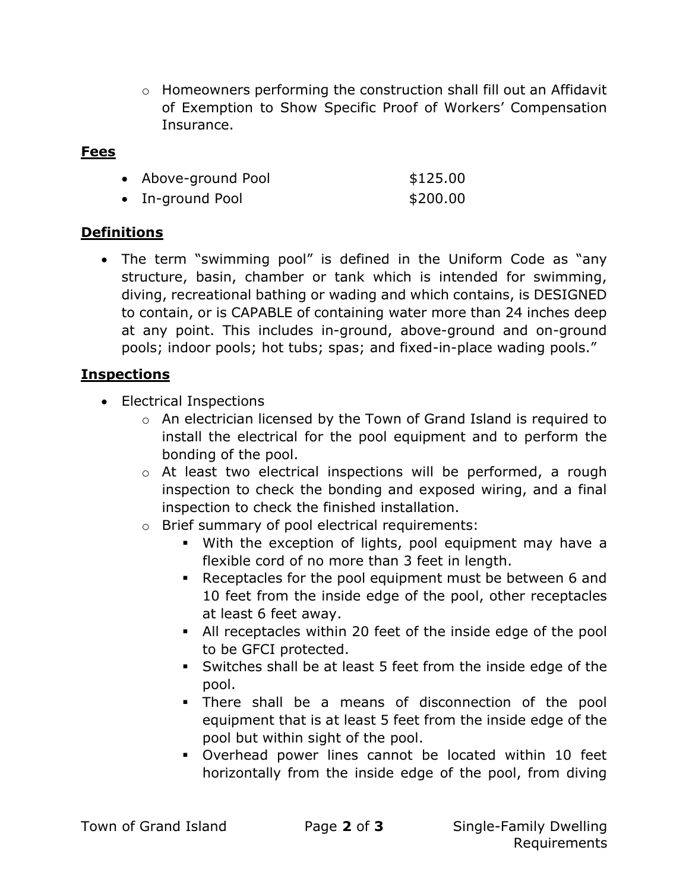- Homeowners performing the construction shall fill out an Affidavit of Exemption to Show Specific Proof of Workers' Compensation Insurance.

## Fees

| | |
|---|---|
| Above-ground Pool | $125.00 |
| In-ground Pool | $200.00 |

## Definitions

- The term "swimming pool" is defined in the Uniform Code as "any structure, basin, chamber or tank which is intended for swimming, diving, recreational bathing or wading and which contains, is DESIGNED to contain, or is CAPABLE of containing water more than 24 inches deep at any point. This includes in-ground, above-ground and on-ground pools; indoor pools; hot tubs; spas; and fixed-in-place wading pools."

## Inspections

- Electrical Inspections
  - An electrician licensed by the Town of Grand Island is required to install the electrical for the pool equipment and to perform the bonding of the pool.
  - At least two electrical inspections will be performed, a rough inspection to check the bonding and exposed wiring, and a final inspection to check the finished installation.
  - Brief summary of pool electrical requirements:
    - With the exception of lights, pool equipment may have a flexible cord of no more than 3 feet in length.
    - Receptacles for the pool equipment must be between 6 and 10 feet from the inside edge of the pool, other receptacles at least 6 feet away.
    - All receptacles within 20 feet of the inside edge of the pool to be GFCI protected.
    - Switches shall be at least 5 feet from the inside edge of the pool.
    - There shall be a means of disconnection of the pool equipment that is at least 5 feet from the inside edge of the pool but within sight of the pool.
    - Overhead power lines cannot be located within 10 feet horizontally from the inside edge of the pool, from diving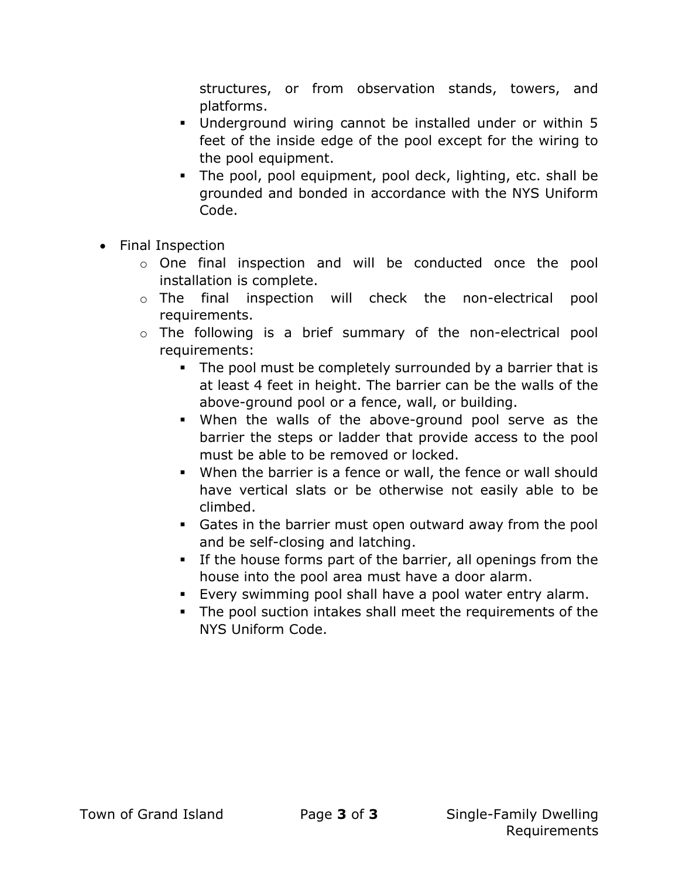structures, or from observation stands, towers, and platforms.

- Underground wiring cannot be installed under or within 5 feet of the inside edge of the pool except for the wiring to the pool equipment.
- The pool, pool equipment, pool deck, lighting, etc. shall be grounded and bonded in accordance with the NYS Uniform Code.

- Final Inspection
  - One final inspection and will be conducted once the pool installation is complete.
  - The final inspection will check the non-electrical pool requirements.
  - The following is a brief summary of the non-electrical pool requirements:
    - The pool must be completely surrounded by a barrier that is at least 4 feet in height. The barrier can be the walls of the above-ground pool or a fence, wall, or building.
    - When the walls of the above-ground pool serve as the barrier the steps or ladder that provide access to the pool must be able to be removed or locked.
    - When the barrier is a fence or wall, the fence or wall should have vertical slats or be otherwise not easily able to be climbed.
    - Gates in the barrier must open outward away from the pool and be self-closing and latching.
    - If the house forms part of the barrier, all openings from the house into the pool area must have a door alarm.
    - Every swimming pool shall have a pool water entry alarm.
    - The pool suction intakes shall meet the requirements of the NYS Uniform Code.